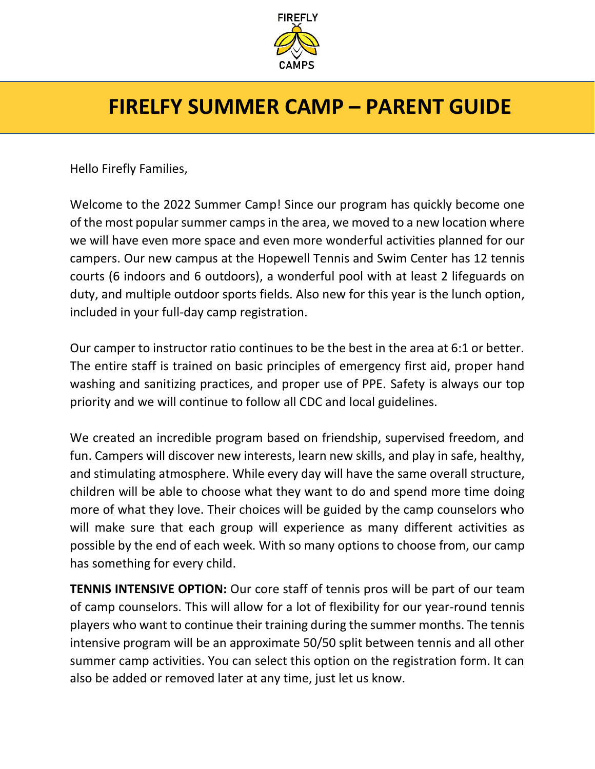FIREFLY CAMPS

# FIRELFY SUMMER CAMP – PARENT GUIDE

Hello Firefly Families,

Welcome to the 2022 Summer Camp! Since our program has quickly become one of the most popular summer camps in the area, we moved to a new location where we will have even more space and even more wonderful activities planned for our campers. Our new campus at the Hopewell Tennis and Swim Center has 12 tennis courts (6 indoors and 6 outdoors), a wonderful pool with at least 2 lifeguards on duty, and multiple outdoor sports fields. Also new for this year is the lunch option, included in your full-day camp registration.

Our camper to instructor ratio continues to be the best in the area at 6:1 or better. The entire staff is trained on basic principles of emergency first aid, proper hand washing and sanitizing practices, and proper use of PPE. Safety is always our top priority and we will continue to follow all CDC and local guidelines.

We created an incredible program based on friendship, supervised freedom, and fun. Campers will discover new interests, learn new skills, and play in safe, healthy, and stimulating atmosphere. While every day will have the same overall structure, children will be able to choose what they want to do and spend more time doing more of what they love. Their choices will be guided by the camp counselors who will make sure that each group will experience as many different activities as possible by the end of each week. With so many options to choose from, our camp has something for every child.

**TENNIS INTENSIVE OPTION:** Our core staff of tennis pros will be part of our team of camp counselors. This will allow for a lot of flexibility for our year-round tennis players who want to continue their training during the summer months. The tennis intensive program will be an approximate 50/50 split between tennis and all other summer camp activities. You can select this option on the registration form. It can also be added or removed later at any time, just let us know.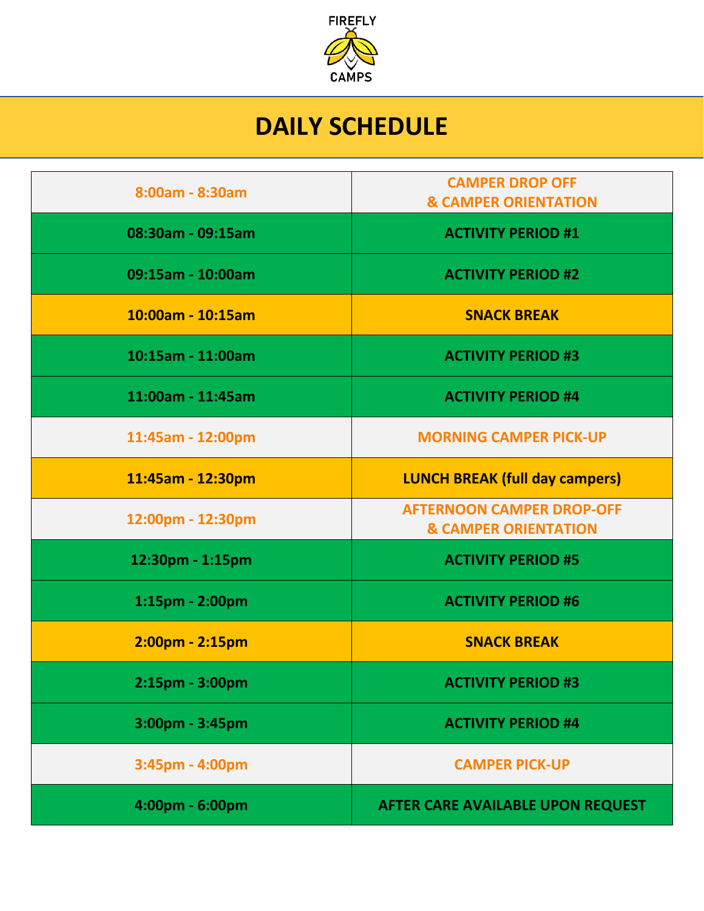FIREFLY CAMPS

# DAILY SCHEDULE

| | |
|---|---|
| 8:00am - 8:30am | CAMPER DROP OFF & CAMPER ORIENTATION |
| 08:30am - 09:15am | ACTIVITY PERIOD #1 |
| 09:15am - 10:00am | ACTIVITY PERIOD #2 |
| 10:00am - 10:15am | SNACK BREAK |
| 10:15am - 11:00am | ACTIVITY PERIOD #3 |
| 11:00am - 11:45am | ACTIVITY PERIOD #4 |
| 11:45am - 12:00pm | MORNING CAMPER PICK-UP |
| 11:45am - 12:30pm | LUNCH BREAK (full day campers) |
| 12:00pm - 12:30pm | AFTERNOON CAMPER DROP-OFF & CAMPER ORIENTATION |
| 12:30pm - 1:15pm | ACTIVITY PERIOD #5 |
| 1:15pm - 2:00pm | ACTIVITY PERIOD #6 |
| 2:00pm - 2:15pm | SNACK BREAK |
| 2:15pm - 3:00pm | ACTIVITY PERIOD #3 |
| 3:00pm - 3:45pm | ACTIVITY PERIOD #4 |
| 3:45pm - 4:00pm | CAMPER PICK-UP |
| 4:00pm - 6:00pm | AFTER CARE AVAILABLE UPON REQUEST |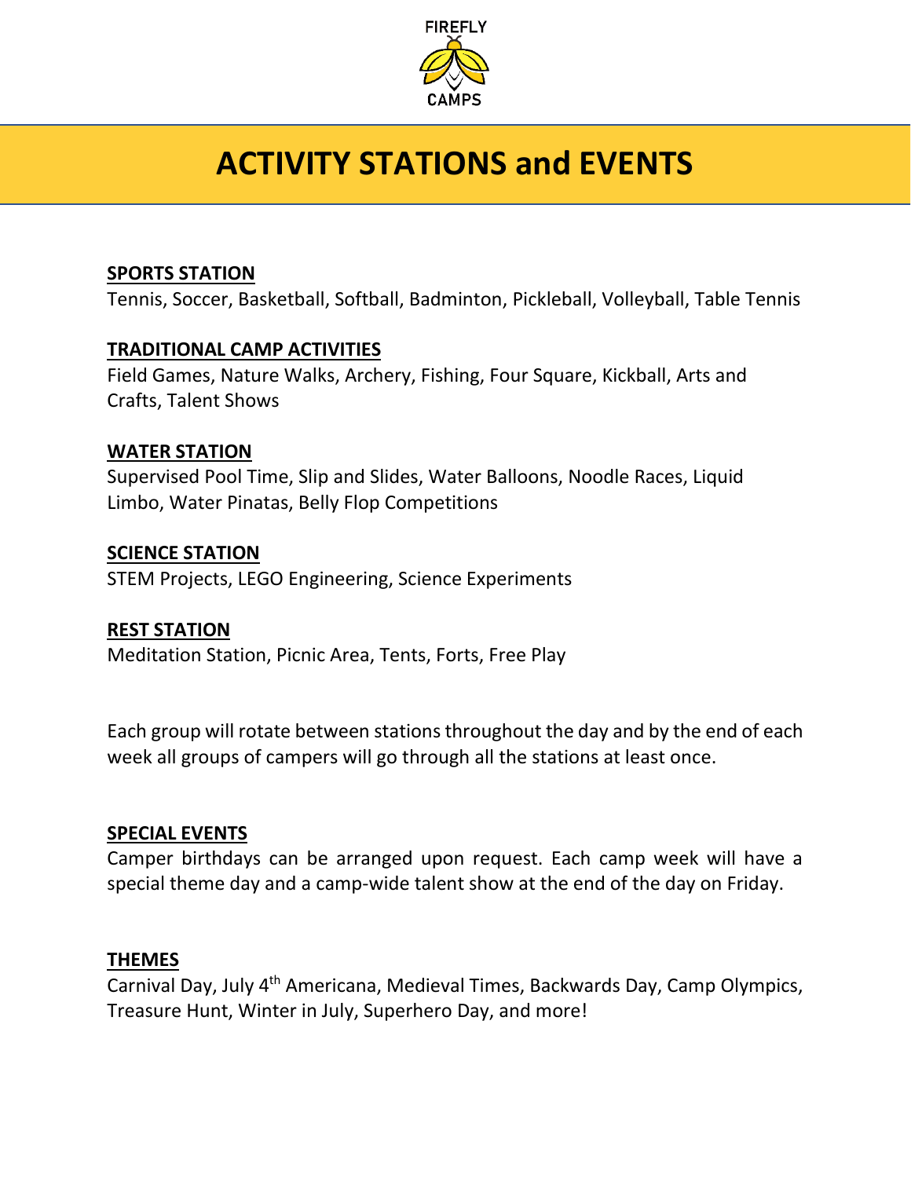FIREFLY CAMPS

# ACTIVITY STATIONS and EVENTS

**SPORTS STATION**

Tennis, Soccer, Basketball, Softball, Badminton, Pickleball, Volleyball, Table Tennis

**TRADITIONAL CAMP ACTIVITIES**

Field Games, Nature Walks, Archery, Fishing, Four Square, Kickball, Arts and Crafts, Talent Shows

**WATER STATION**

Supervised Pool Time, Slip and Slides, Water Balloons, Noodle Races, Liquid Limbo, Water Pinatas, Belly Flop Competitions

**SCIENCE STATION**

STEM Projects, LEGO Engineering, Science Experiments

**REST STATION**

Meditation Station, Picnic Area, Tents, Forts, Free Play

Each group will rotate between stations throughout the day and by the end of each week all groups of campers will go through all the stations at least once.

**SPECIAL EVENTS**

Camper birthdays can be arranged upon request. Each camp week will have a special theme day and a camp-wide talent show at the end of the day on Friday.

**THEMES**

Carnival Day, July 4th Americana, Medieval Times, Backwards Day, Camp Olympics, Treasure Hunt, Winter in July, Superhero Day, and more!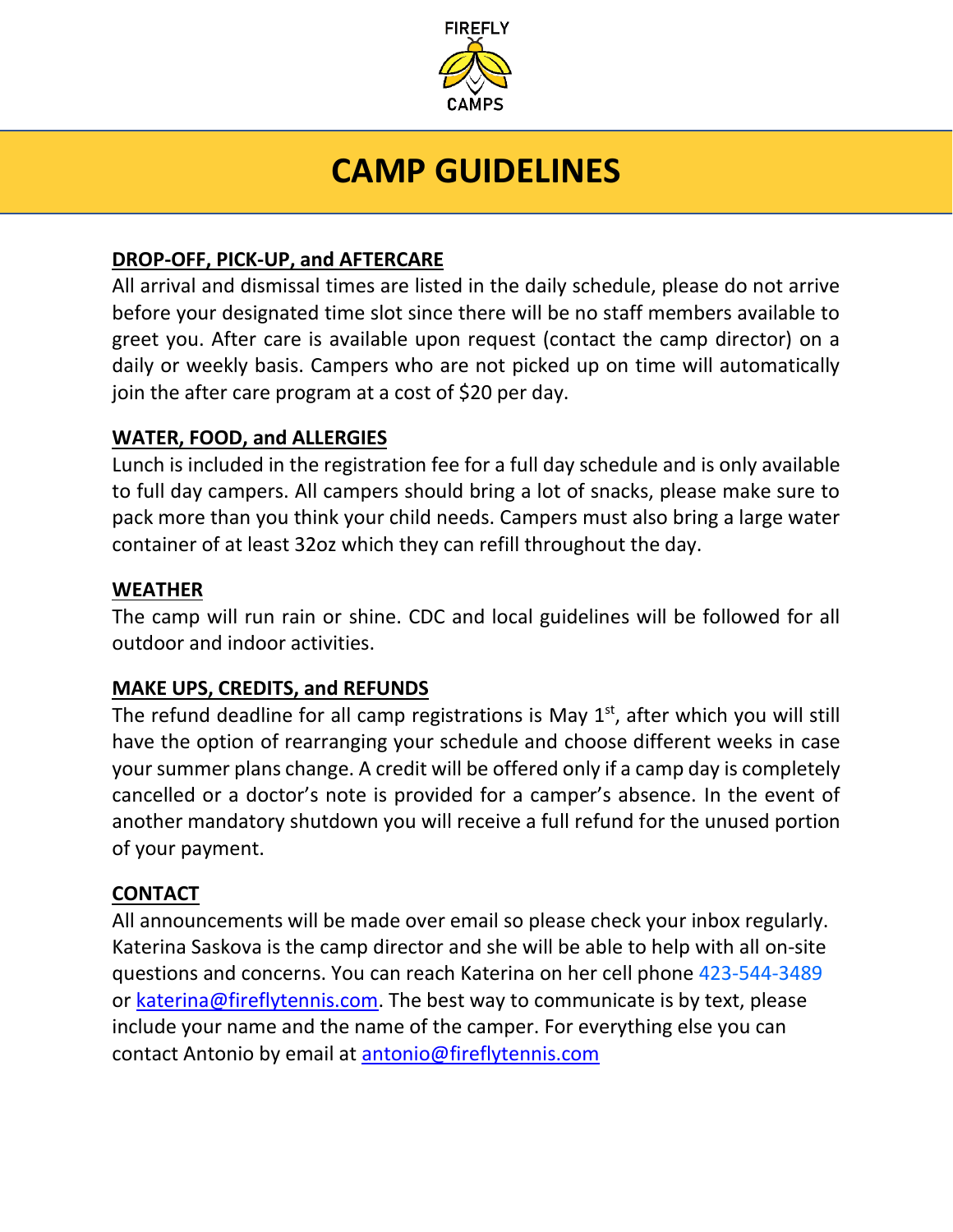FIREFLY CAMPS

# CAMP GUIDELINES

## DROP-OFF, PICK-UP, and AFTERCARE

All arrival and dismissal times are listed in the daily schedule, please do not arrive before your designated time slot since there will be no staff members available to greet you. After care is available upon request (contact the camp director) on a daily or weekly basis. Campers who are not picked up on time will automatically join the after care program at a cost of $20 per day.

## WATER, FOOD, and ALLERGIES

Lunch is included in the registration fee for a full day schedule and is only available to full day campers. All campers should bring a lot of snacks, please make sure to pack more than you think your child needs. Campers must also bring a large water container of at least 32oz which they can refill throughout the day.

## WEATHER

The camp will run rain or shine. CDC and local guidelines will be followed for all outdoor and indoor activities.

## MAKE UPS, CREDITS, and REFUNDS

The refund deadline for all camp registrations is May 1st, after which you will still have the option of rearranging your schedule and choose different weeks in case your summer plans change. A credit will be offered only if a camp day is completely cancelled or a doctor's note is provided for a camper's absence. In the event of another mandatory shutdown you will receive a full refund for the unused portion of your payment.

## CONTACT

All announcements will be made over email so please check your inbox regularly. Katerina Saskova is the camp director and she will be able to help with all on-site questions and concerns. You can reach Katerina on her cell phone 423-544-3489 or katerina@fireflytennis.com. The best way to communicate is by text, please include your name and the name of the camper. For everything else you can contact Antonio by email at antonio@fireflytennis.com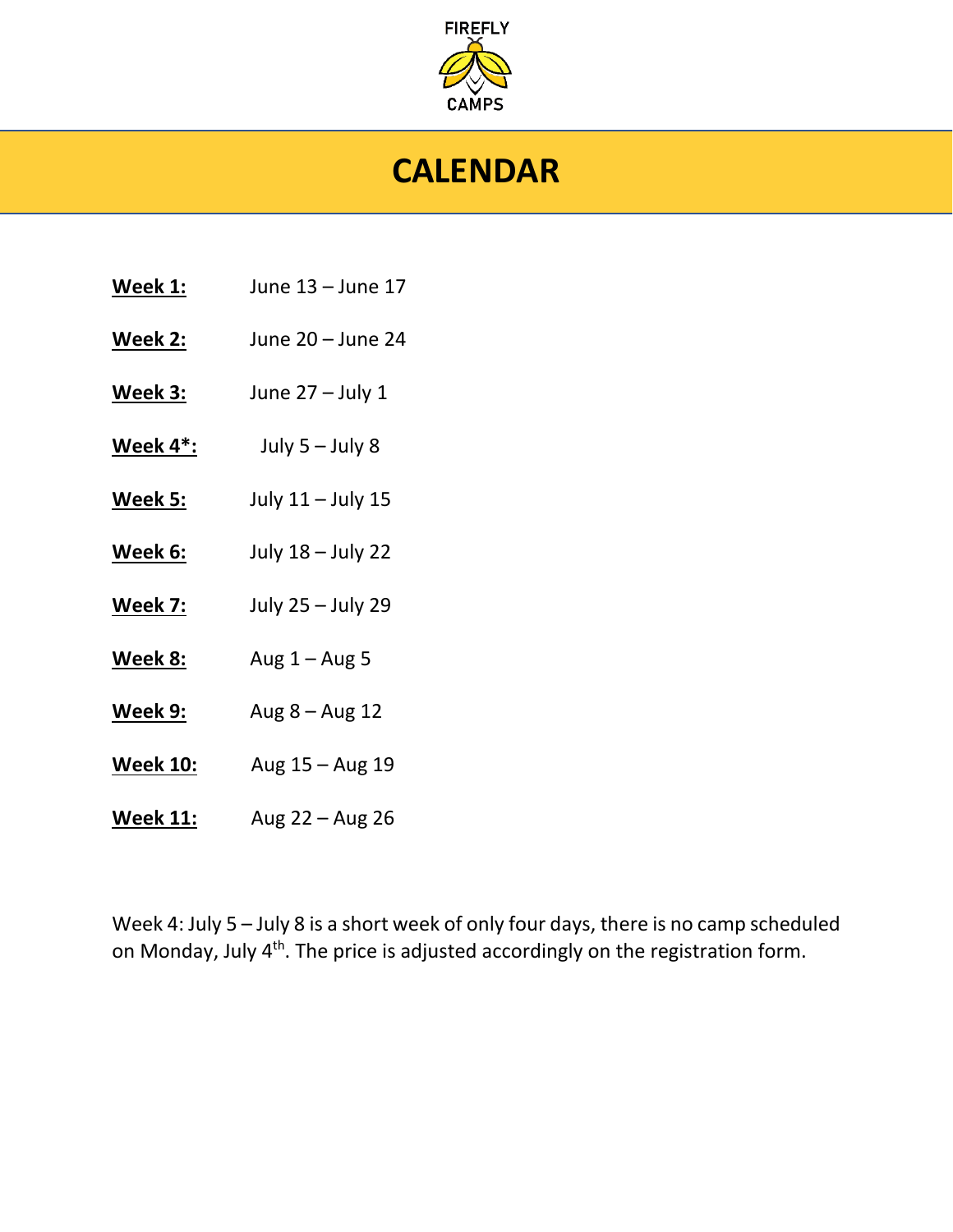FIREFLY CAMPS

# CALENDAR

**Week 1:** June 13 – June 17

**Week 2:** June 20 – June 24

**Week 3:** June 27 – July 1

**Week 4*:** July 5 – July 8

**Week 5:** July 11 – July 15

**Week 6:** July 18 – July 22

**Week 7:** July 25 – July 29

**Week 8:** Aug 1 – Aug 5

**Week 9:** Aug 8 – Aug 12

**Week 10:** Aug 15 – Aug 19

**Week 11:** Aug 22 – Aug 26

Week 4: July 5 – July 8 is a short week of only four days, there is no camp scheduled on Monday, July 4th. The price is adjusted accordingly on the registration form.